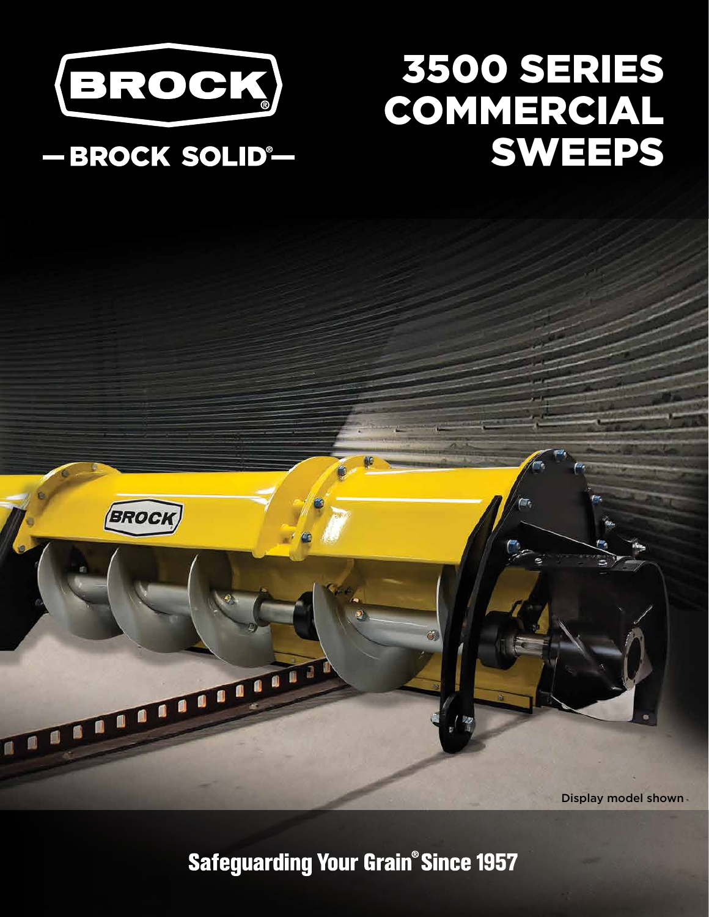BROCK®

— BROCK SOLID® —

# 3500 SERIES COMMERCIAL SWEEPS

Display model shown

**Safeguarding Your Grain® Since 1957**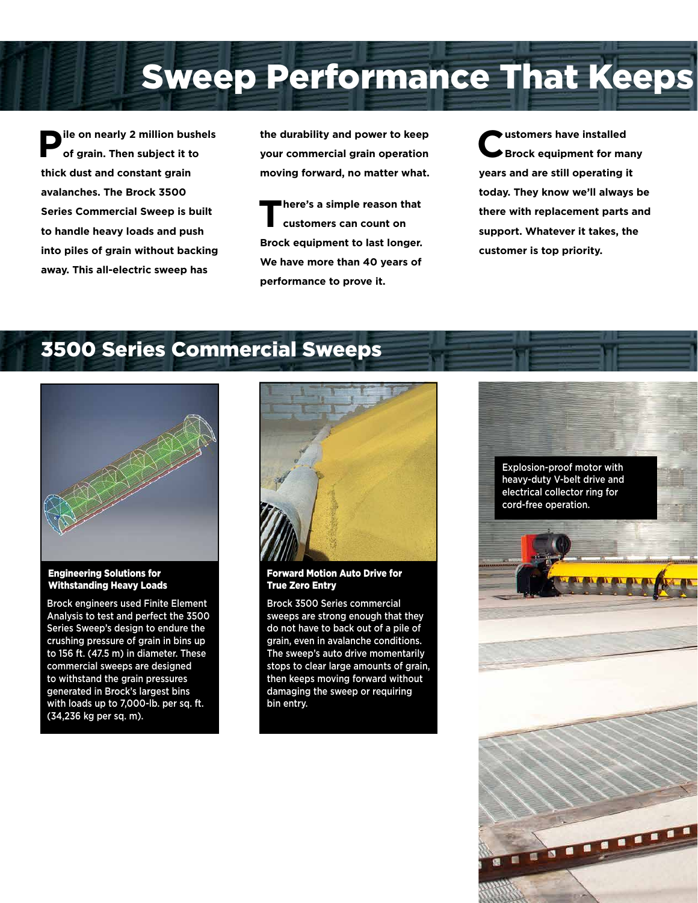# Sweep Performance That Keeps

Pile on nearly 2 million bushels of grain. Then subject it to thick dust and constant grain avalanches. The Brock 3500 Series Commercial Sweep is built to handle heavy loads and push into piles of grain without backing away. This all-electric sweep has the durability and power to keep your commercial grain operation moving forward, no matter what.

There's a simple reason that customers can count on Brock equipment to last longer. We have more than 40 years of performance to prove it.

Customers have installed Brock equipment for many years and are still operating it today. They know we'll always be there with replacement parts and support. Whatever it takes, the customer is top priority.

## 3500 Series Commercial Sweeps

**Engineering Solutions for Withstanding Heavy Loads**

Brock engineers used Finite Element Analysis to test and perfect the 3500 Series Sweep's design to endure the crushing pressure of grain in bins up to 156 ft. (47.5 m) in diameter. These commercial sweeps are designed to withstand the grain pressures generated in Brock's largest bins with loads up to 7,000-lb. per sq. ft. (34,236 kg per sq. m).

**Forward Motion Auto Drive for True Zero Entry**

Brock 3500 Series commercial sweeps are strong enough that they do not have to back out of a pile of grain, even in avalanche conditions. The sweep's auto drive momentarily stops to clear large amounts of grain, then keeps moving forward without damaging the sweep or requiring bin entry.

Explosion-proof motor with heavy-duty V-belt drive and electrical collector ring for cord-free operation.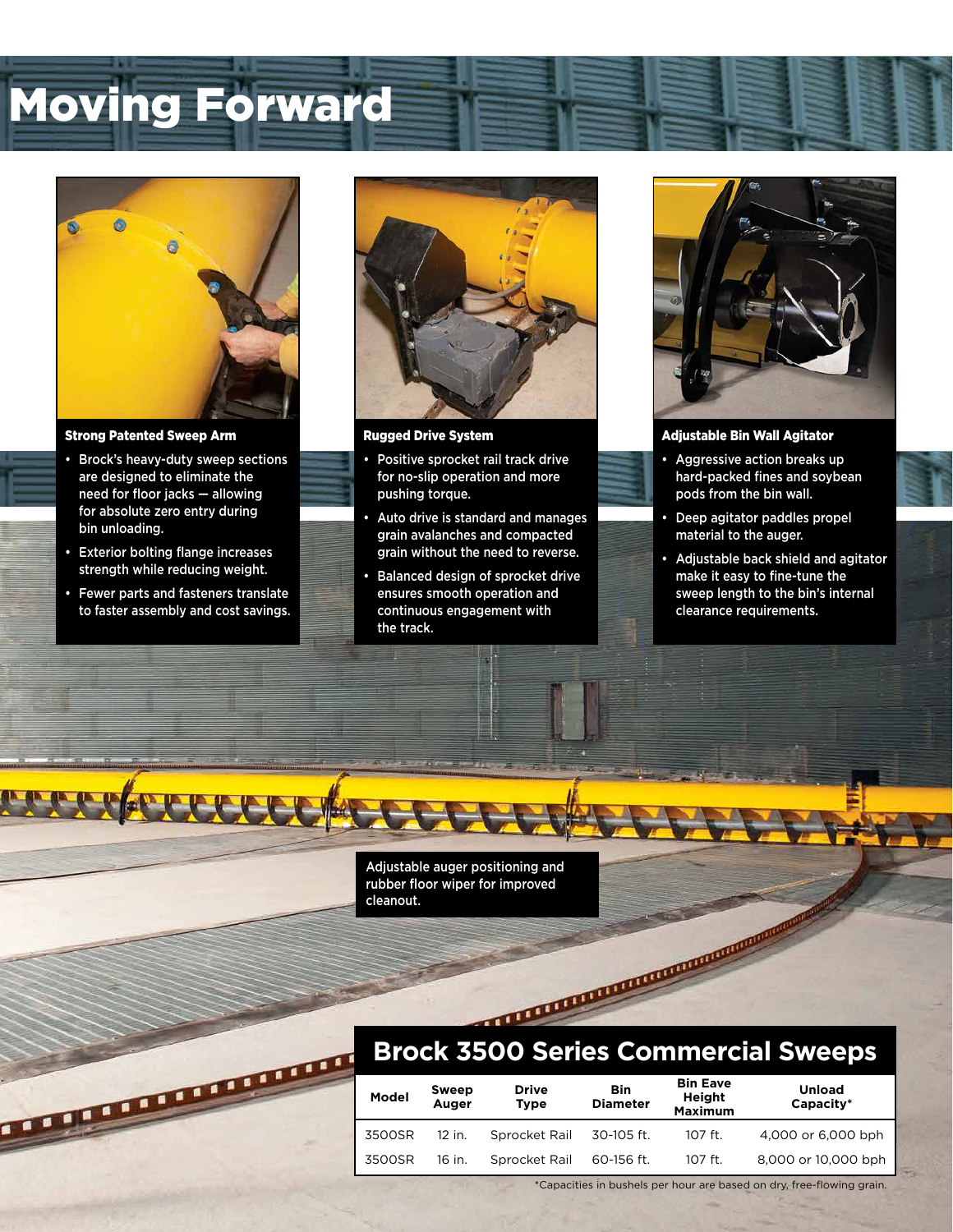# Moving Forward

### Strong Patented Sweep Arm

- Brock's heavy-duty sweep sections are designed to eliminate the need for floor jacks — allowing for absolute zero entry during bin unloading.
- Exterior bolting flange increases strength while reducing weight.
- Fewer parts and fasteners translate to faster assembly and cost savings.

### Rugged Drive System

- Positive sprocket rail track drive for no-slip operation and more pushing torque.
- Auto drive is standard and manages grain avalanches and compacted grain without the need to reverse.
- Balanced design of sprocket drive ensures smooth operation and continuous engagement with the track.

### Adjustable Bin Wall Agitator

- Aggressive action breaks up hard-packed fines and soybean pods from the bin wall.
- Deep agitator paddles propel material to the auger.
- Adjustable back shield and agitator make it easy to fine-tune the sweep length to the bin's internal clearance requirements.

Adjustable auger positioning and rubber floor wiper for improved cleanout.

## Brock 3500 Series Commercial Sweeps

| Model | Sweep Auger | Drive Type | Bin Diameter | Bin Eave Height Maximum | Unload Capacity* |
|---|---|---|---|---|---|
| 3500SR | 12 in. | Sprocket Rail | 30-105 ft. | 107 ft. | 4,000 or 6,000 bph |
| 3500SR | 16 in. | Sprocket Rail | 60-156 ft. | 107 ft. | 8,000 or 10,000 bph |

*Capacities in bushels per hour are based on dry, free-flowing grain.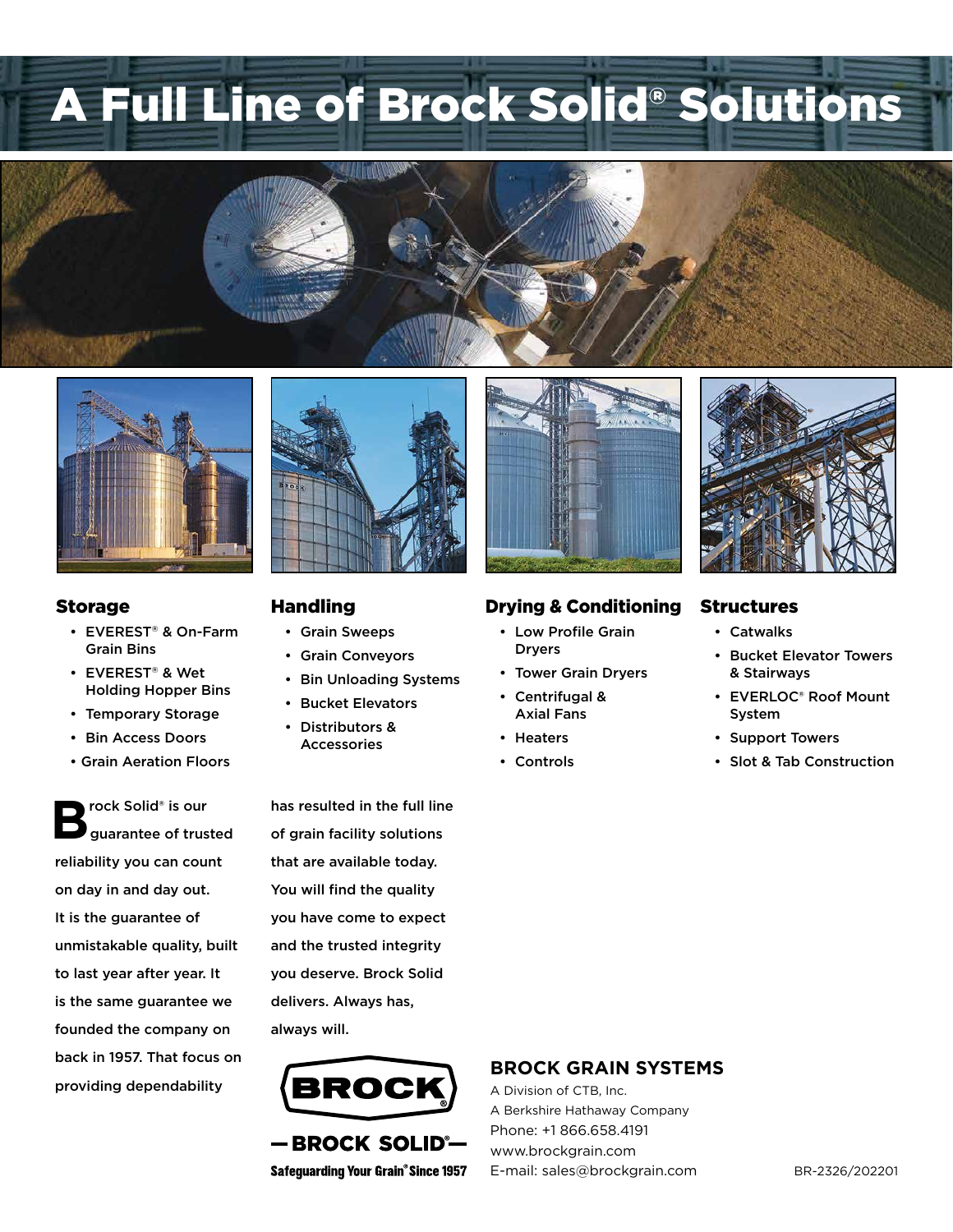# A Full Line of Brock Solid® Solutions

### Storage

- EVEREST® & On-Farm Grain Bins
- EVEREST® & Wet Holding Hopper Bins
- Temporary Storage
- Bin Access Doors
- Grain Aeration Floors

### Handling

- Grain Sweeps
- Grain Conveyors
- Bin Unloading Systems
- Bucket Elevators
- Distributors & Accessories

### Drying & Conditioning

- Low Profile Grain Dryers
- Tower Grain Dryers
- Centrifugal & Axial Fans
- Heaters
- Controls

### Structures

- Catwalks
- Bucket Elevator Towers & Stairways
- EVERLOC® Roof Mount System
- Support Towers
- Slot & Tab Construction

Brock Solid® is our guarantee of trusted reliability you can count on day in and day out. It is the guarantee of unmistakable quality, built to last year after year. It is the same guarantee we founded the company on back in 1957. That focus on providing dependability has resulted in the full line of grain facility solutions that are available today. You will find the quality you have come to expect and the trusted integrity you deserve. Brock Solid delivers. Always has, always will.

BROCK®

— BROCK SOLID® —

Safeguarding Your Grain® Since 1957

**BROCK GRAIN SYSTEMS**

A Division of CTB, Inc.
A Berkshire Hathaway Company
Phone: +1 866.658.4191
www.brockgrain.com
E-mail: sales@brockgrain.com

BR-2326/202201